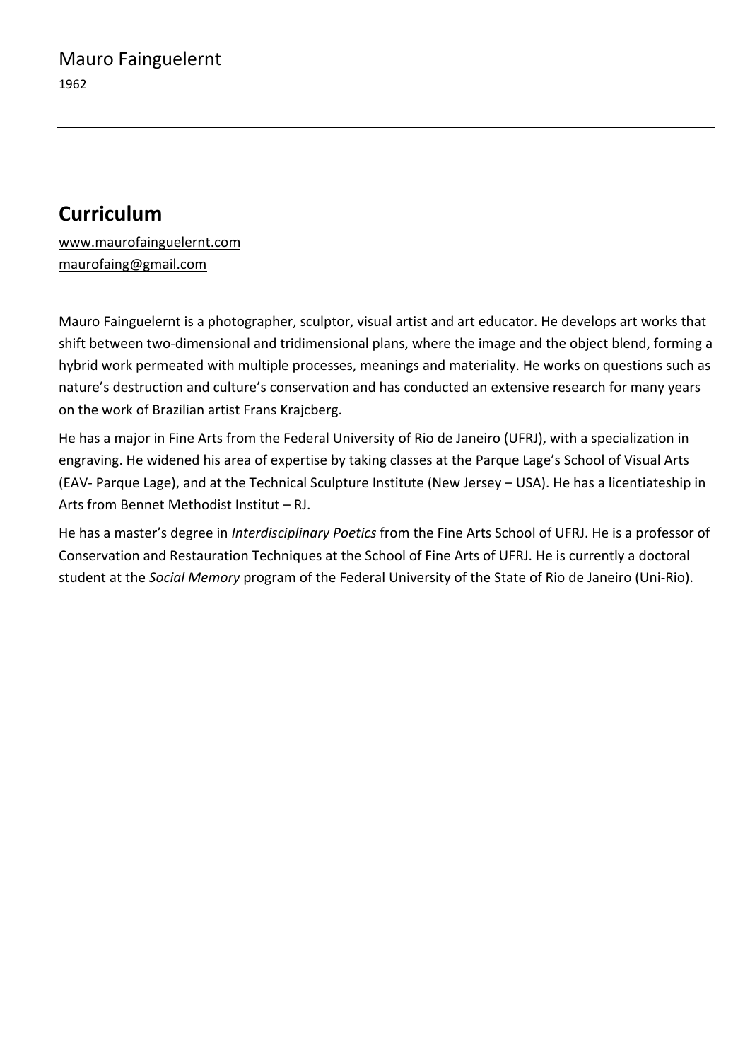Mauro Fainguelernt

1962

---

## Curriculum

www.maurofainguelernt.com
maurofaing@gmail.com

Mauro Fainguelernt is a photographer, sculptor, visual artist and art educator. He develops art works that shift between two-dimensional and tridimensional plans, where the image and the object blend, forming a hybrid work permeated with multiple processes, meanings and materiality. He works on questions such as nature's destruction and culture's conservation and has conducted an extensive research for many years on the work of Brazilian artist Frans Krajcberg.

He has a major in Fine Arts from the Federal University of Rio de Janeiro (UFRJ), with a specialization in engraving. He widened his area of expertise by taking classes at the Parque Lage's School of Visual Arts (EAV- Parque Lage), and at the Technical Sculpture Institute (New Jersey – USA). He has a licentiateship in Arts from Bennet Methodist Institut – RJ.

He has a master's degree in *Interdisciplinary Poetics* from the Fine Arts School of UFRJ. He is a professor of Conservation and Restauration Techniques at the School of Fine Arts of UFRJ. He is currently a doctoral student at the *Social Memory* program of the Federal University of the State of Rio de Janeiro (Uni-Rio).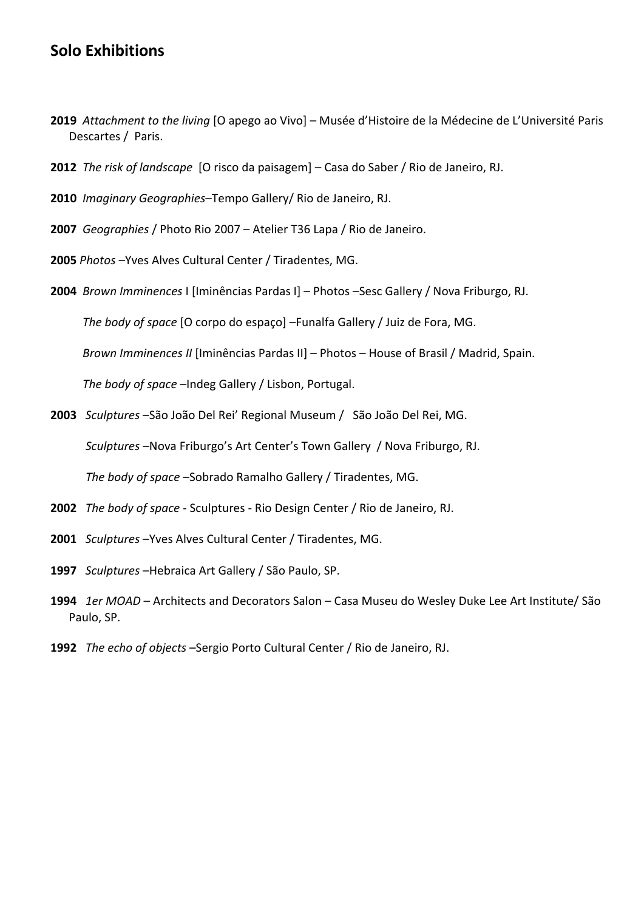## Solo Exhibitions

**2019** *Attachment to the living* [O apego ao Vivo] – Musée d'Histoire de la Médecine de L'Université Paris Descartes / Paris.

**2012** *The risk of landscape* [O risco da paisagem] – Casa do Saber / Rio de Janeiro, RJ.

**2010** *Imaginary Geographies*–Tempo Gallery/ Rio de Janeiro, RJ.

**2007** *Geographies* / Photo Rio 2007 – Atelier T36 Lapa / Rio de Janeiro.

**2005** *Photos* –Yves Alves Cultural Center / Tiradentes, MG.

**2004** *Brown Imminences* I [Iminências Pardas I] – Photos –Sesc Gallery / Nova Friburgo, RJ.

*The body of space* [O corpo do espaço] –Funalfa Gallery / Juiz de Fora, MG.

*Brown Imminences II* [Iminências Pardas II] – Photos – House of Brasil / Madrid, Spain.

*The body of space* –Indeg Gallery / Lisbon, Portugal.

**2003** *Sculptures* –São João Del Rei' Regional Museum / São João Del Rei, MG.

*Sculptures* –Nova Friburgo's Art Center's Town Gallery / Nova Friburgo, RJ.

*The body of space* –Sobrado Ramalho Gallery / Tiradentes, MG.

**2002** *The body of space* - Sculptures - Rio Design Center / Rio de Janeiro, RJ.

**2001** *Sculptures* –Yves Alves Cultural Center / Tiradentes, MG.

**1997** *Sculptures* –Hebraica Art Gallery / São Paulo, SP.

**1994** *1er MOAD* – Architects and Decorators Salon – Casa Museu do Wesley Duke Lee Art Institute/ São Paulo, SP.

**1992** *The echo of objects* –Sergio Porto Cultural Center / Rio de Janeiro, RJ.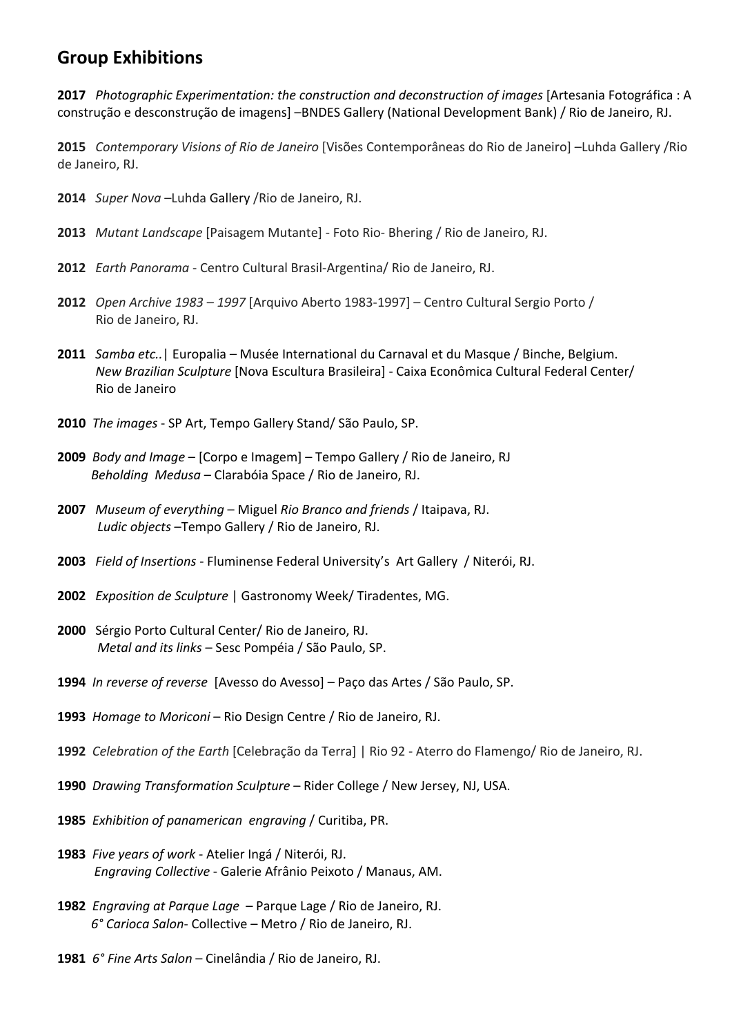## Group Exhibitions

**2017** *Photographic Experimentation: the construction and deconstruction of images* [Artesania Fotográfica : A construção e desconstrução de imagens] –BNDES Gallery (National Development Bank) / Rio de Janeiro, RJ.

**2015** *Contemporary Visions of Rio de Janeiro* [Visões Contemporâneas do Rio de Janeiro] –Luhda Gallery /Rio de Janeiro, RJ.

**2014** *Super Nova* –Luhda Gallery /Rio de Janeiro, RJ.

**2013** *Mutant Landscape* [Paisagem Mutante] - Foto Rio- Bhering / Rio de Janeiro, RJ.

**2012** *Earth Panorama* - Centro Cultural Brasil-Argentina/ Rio de Janeiro, RJ.

**2012** *Open Archive 1983 – 1997* [Arquivo Aberto 1983-1997] – Centro Cultural Sergio Porto / Rio de Janeiro, RJ.

**2011** *Samba etc..*| Europalia – Musée International du Carnaval et du Masque / Binche, Belgium.
*New Brazilian Sculpture* [Nova Escultura Brasileira] - Caixa Econômica Cultural Federal Center/ Rio de Janeiro

**2010** *The images* - SP Art, Tempo Gallery Stand/ São Paulo, SP.

**2009** *Body and Image* – [Corpo e Imagem] – Tempo Gallery / Rio de Janeiro, RJ
*Beholding Medusa* – Clarabóia Space / Rio de Janeiro, RJ.

**2007** *Museum of everything* – Miguel *Rio Branco and friends* / Itaipava, RJ.
*Ludic objects* –Tempo Gallery / Rio de Janeiro, RJ.

**2003** *Field of Insertions* - Fluminense Federal University's Art Gallery / Niterói, RJ.

**2002** *Exposition de Sculpture* | Gastronomy Week/ Tiradentes, MG.

**2000** Sérgio Porto Cultural Center/ Rio de Janeiro, RJ.
*Metal and its links* – Sesc Pompéia / São Paulo, SP.

**1994** *In reverse of reverse* [Avesso do Avesso] – Paço das Artes / São Paulo, SP.

**1993** *Homage to Moriconi* – Rio Design Centre / Rio de Janeiro, RJ.

**1992** *Celebration of the Earth* [Celebração da Terra] | Rio 92 - Aterro do Flamengo/ Rio de Janeiro, RJ.

**1990** *Drawing Transformation Sculpture* – Rider College / New Jersey, NJ, USA.

**1985** *Exhibition of panamerican engraving* / Curitiba, PR.

**1983** *Five years of work* - Atelier Ingá / Niterói, RJ.
*Engraving Collective* - Galerie Afrânio Peixoto / Manaus, AM.

**1982** *Engraving at Parque Lage* – Parque Lage / Rio de Janeiro, RJ.
*6° Carioca Salon*- Collective – Metro / Rio de Janeiro, RJ.

**1981** *6° Fine Arts Salon* – Cinelândia / Rio de Janeiro, RJ.